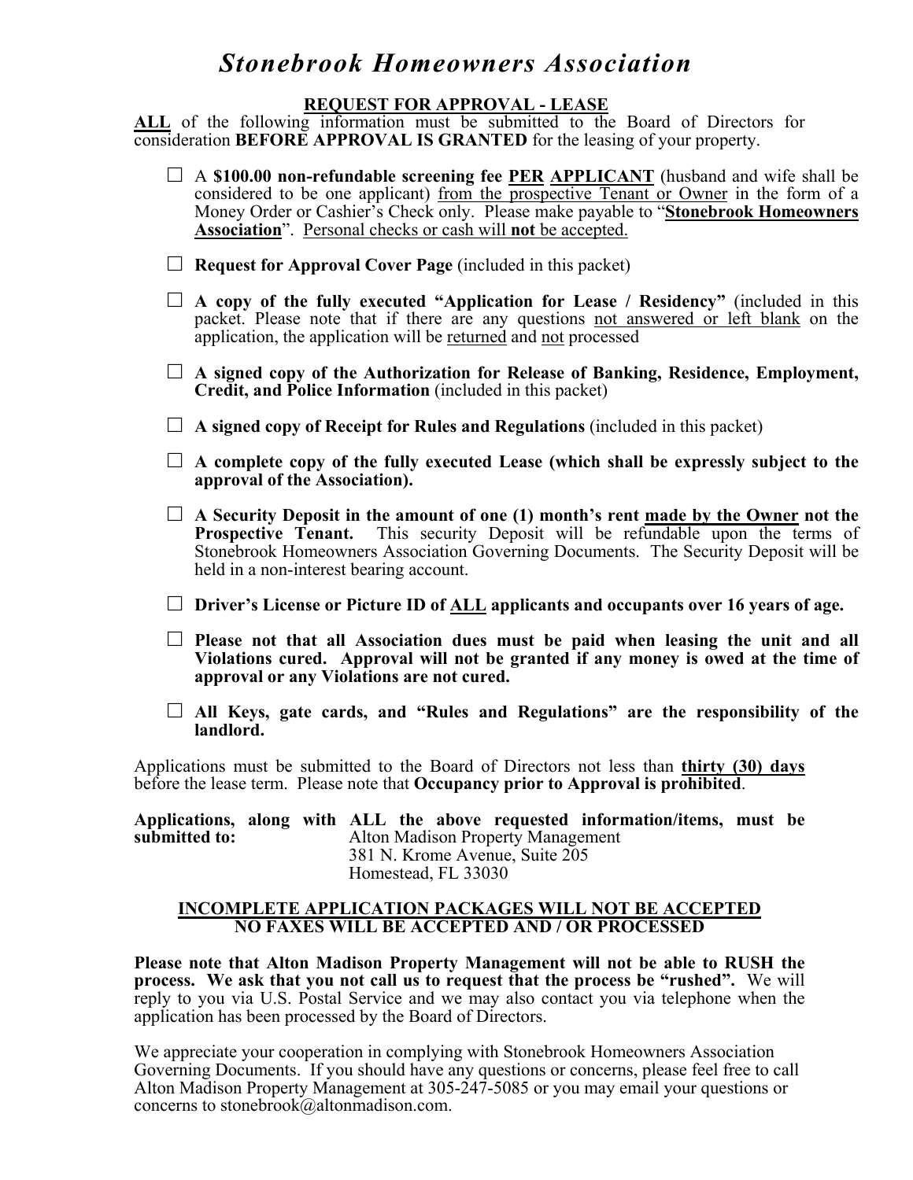# *Stonebrook Homeowners Association*

## REQUEST FOR APPROVAL - LEASE

**ALL** of the following information must be submitted to the Board of Directors for consideration **BEFORE APPROVAL IS GRANTED** for the leasing of your property.

- ☐ A **$100.00 non-refundable screening fee PER APPLICANT** (husband and wife shall be considered to be one applicant) from the prospective Tenant or Owner in the form of a Money Order or Cashier's Check only. Please make payable to "**Stonebrook Homeowners Association**". Personal checks or cash will **not** be accepted.
- ☐ **Request for Approval Cover Page** (included in this packet)
- ☐ **A copy of the fully executed "Application for Lease / Residency"** (included in this packet. Please note that if there are any questions not answered or left blank on the application, the application will be returned and not processed
- ☐ **A signed copy of the Authorization for Release of Banking, Residence, Employment, Credit, and Police Information** (included in this packet)
- ☐ **A signed copy of Receipt for Rules and Regulations** (included in this packet)
- ☐ **A complete copy of the fully executed Lease (which shall be expressly subject to the approval of the Association).**
- ☐ **A Security Deposit in the amount of one (1) month's rent made by the Owner not the Prospective Tenant.** This security Deposit will be refundable upon the terms of Stonebrook Homeowners Association Governing Documents. The Security Deposit will be held in a non-interest bearing account.
- ☐ **Driver's License or Picture ID of ALL applicants and occupants over 16 years of age.**
- ☐ **Please not that all Association dues must be paid when leasing the unit and all Violations cured. Approval will not be granted if any money is owed at the time of approval or any Violations are not cured.**
- ☐ **All Keys, gate cards, and "Rules and Regulations" are the responsibility of the landlord.**

Applications must be submitted to the Board of Directors not less than **thirty (30) days** before the lease term. Please note that **Occupancy prior to Approval is prohibited**.

**Applications, along with ALL the above requested information/items, must be submitted to:**

Alton Madison Property Management
381 N. Krome Avenue, Suite 205
Homestead, FL 33030

**INCOMPLETE APPLICATION PACKAGES WILL NOT BE ACCEPTED**
**NO FAXES WILL BE ACCEPTED AND / OR PROCESSED**

**Please note that Alton Madison Property Management will not be able to RUSH the process. We ask that you not call us to request that the process be "rushed".** We will reply to you via U.S. Postal Service and we may also contact you via telephone when the application has been processed by the Board of Directors.

We appreciate your cooperation in complying with Stonebrook Homeowners Association Governing Documents. If you should have any questions or concerns, please feel free to call Alton Madison Property Management at 305-247-5085 or you may email your questions or concerns to stonebrook@altonmadison.com.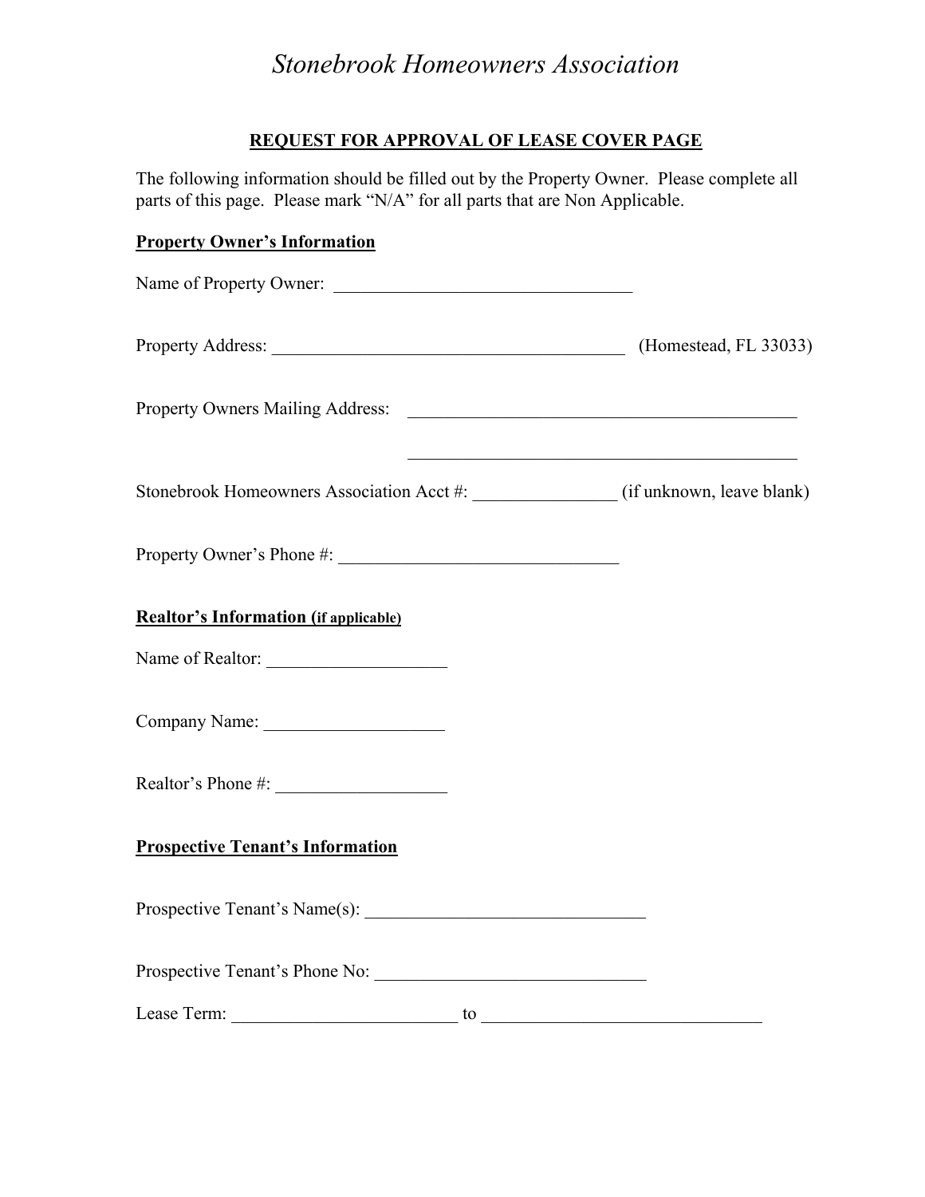# *Stonebrook Homeowners Association*

## REQUEST FOR APPROVAL OF LEASE COVER PAGE

The following information should be filled out by the Property Owner. Please complete all parts of this page. Please mark "N/A" for all parts that are Non Applicable.

**Property Owner's Information**

Name of Property Owner: ________________________________

Property Address: ______________________________________ (Homestead, FL 33033)

Property Owners Mailing Address: ________________________________________

________________________________________

Stonebrook Homeowners Association Acct #: _______________ (if unknown, leave blank)

Property Owner's Phone #: ______________________________

**Realtor's Information (if applicable)**

Name of Realtor: ___________________

Company Name: ___________________

Realtor's Phone #: __________________

**Prospective Tenant's Information**

Prospective Tenant's Name(s): ______________________________

Prospective Tenant's Phone No: _____________________________

Lease Term: ________________________ to ______________________________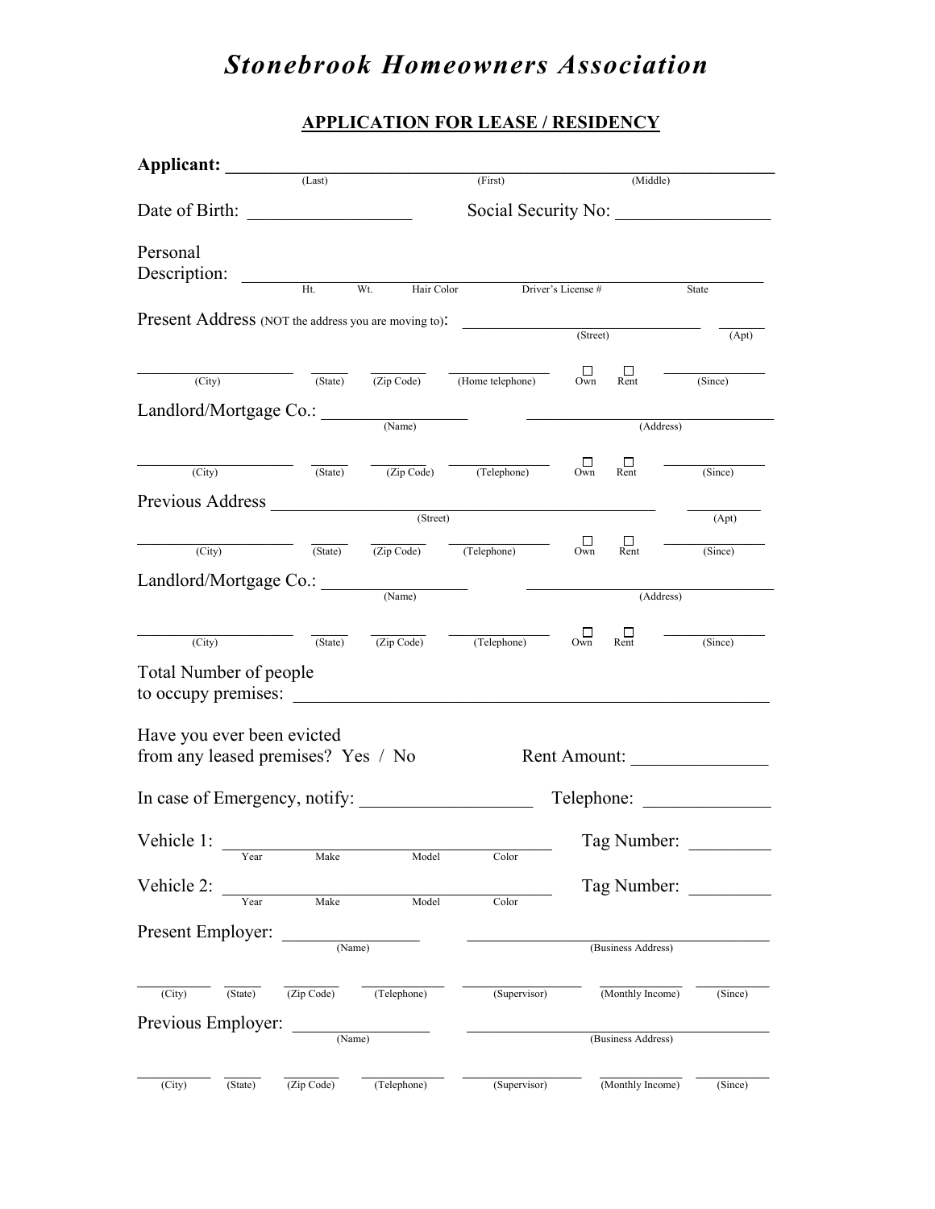# *Stonebrook Homeowners Association*

## APPLICATION FOR LEASE / RESIDENCY

**Applicant:** ______________________________________________
(Last) (First) (Middle)

Date of Birth: __________________ Social Security No: _________________

Personal Description: ______________________________________________
Ht. Wt. Hair Color Driver's License # State

Present Address (NOT the address you are moving to): ____________________________ ______
(Street) (Apt)

__________________ _____ ________ ______________ ☐ Own ☐ Rent ____________
(City) (State) (Zip Code) (Home telephone) (Since)

Landlord/Mortgage Co.: ________________ ____________________________
(Name) (Address)

__________________ _____ ________ ______________ ☐ Own ☐ Rent ____________
(City) (State) (Zip Code) (Telephone) (Since)

Previous Address ______________________________________________ ________
(Street) (Apt)

__________________ _____ ________ ______________ ☐ Own ☐ Rent ____________
(City) (State) (Zip Code) (Telephone) (Since)

Landlord/Mortgage Co.: ________________ ____________________________
(Name) (Address)

__________________ _____ ________ ______________ ☐ Own ☐ Rent ____________
(City) (State) (Zip Code) (Telephone) (Since)

Total Number of people to occupy premises: ______________________________________________

Have you ever been evicted from any leased premises? Yes / No Rent Amount: _______________

In case of Emergency, notify: __________________ Telephone: ______________

Vehicle 1: ____________________________________ Tag Number: _________
Year Make Model Color

Vehicle 2: ____________________________________ Tag Number: _________
Year Make Model Color

Present Employer: _______________ ________________________________
(Name) (Business Address)

________ _____ ________ __________ ______________ __________ ________
(City) (State) (Zip Code) (Telephone) (Supervisor) (Monthly Income) (Since)

Previous Employer: _______________ ________________________________
(Name) (Business Address)

________ _____ ________ __________ ______________ __________ ________
(City) (State) (Zip Code) (Telephone) (Supervisor) (Monthly Income) (Since)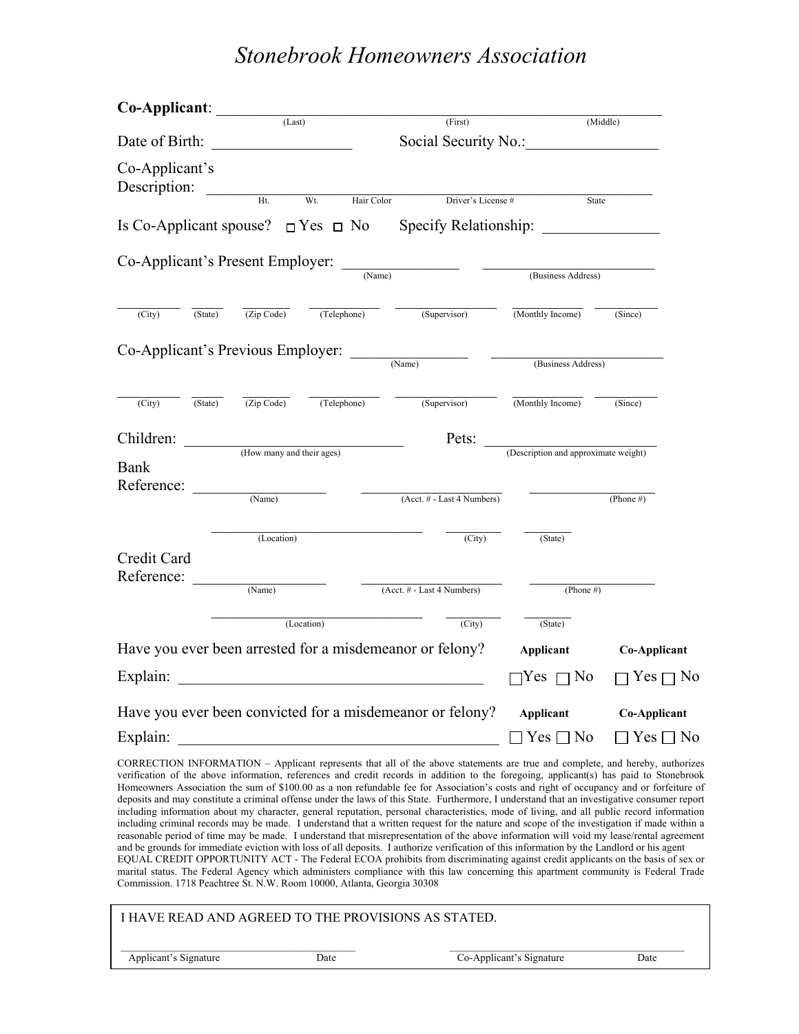# *Stonebrook Homeowners Association*

**Co-Applicant**: ______________________________________________
(Last) (First) (Middle)

Date of Birth: __________________ Social Security No.: __________________

Co-Applicant's Description: ______________________________________________
Ht. Wt. Hair Color Driver's License # State

Is Co-Applicant spouse? ☐ Yes ☐ No Specify Relationship: _______________

Co-Applicant's Present Employer: _______________ _______________________
(Name) (Business Address)

________ ______ _______ _________ ____________ __________ ________
(City) (State) (Zip Code) (Telephone) (Supervisor) (Monthly Income) (Since)

Co-Applicant's Previous Employer: _______________ _______________________
(Name) (Business Address)

________ ______ _______ _________ ____________ __________ ________
(City) (State) (Zip Code) (Telephone) (Supervisor) (Monthly Income) (Since)

Children: ____________________________ Pets: ______________________________
(How many and their ages) (Description and approximate weight)

Bank Reference: _______________ _____________________ _______________
(Name) (Acct. # - Last 4 Numbers) (Phone #)

___________________________ _________ _______
(Location) (City) (State)

Credit Card Reference: _______________ _____________________ _______________
(Name) (Acct. # - Last 4 Numbers) (Phone #)

___________________________ _________ _______
(Location) (City) (State)

Have you ever been arrested for a misdemeanor or felony? **Applicant** ☐ Yes ☐ No **Co-Applicant** ☐ Yes ☐ No

Explain: ________________________________________

Have you ever been convicted for a misdemeanor or felony? **Applicant** ☐ Yes ☐ No **Co-Applicant** ☐ Yes ☐ No

Explain: ________________________________________

CORRECTION INFORMATION – Applicant represents that all of the above statements are true and complete, and hereby, authorizes verification of the above information, references and credit records in addition to the foregoing, applicant(s) has paid to Stonebrook Homeowners Association the sum of $100.00 as a non refundable fee for Association's costs and right of occupancy and or forfeiture of deposits and may constitute a criminal offense under the laws of this State. Furthermore, I understand that an investigative consumer report including information about my character, general reputation, personal characteristics, mode of living, and all public record information including criminal records may be made. I understand that a written request for the nature and scope of the investigation if made within a reasonable period of time may be made. I understand that misrepresentation of the above information will void my lease/rental agreement and be grounds for immediate eviction with loss of all deposits. I authorize verification of this information by the Landlord or his agent
EQUAL CREDIT OPPORTUNITY ACT - The Federal ECOA prohibits from discriminating against credit applicants on the basis of sex or marital status. The Federal Agency which administers compliance with this law concerning this apartment community is Federal Trade Commission. 1718 Peachtree St. N.W. Room 10000, Atlanta, Georgia 30308

I HAVE READ AND AGREED TO THE PROVISIONS AS STATED.

______________________________ ______________________________
Applicant's Signature Date Co-Applicant's Signature Date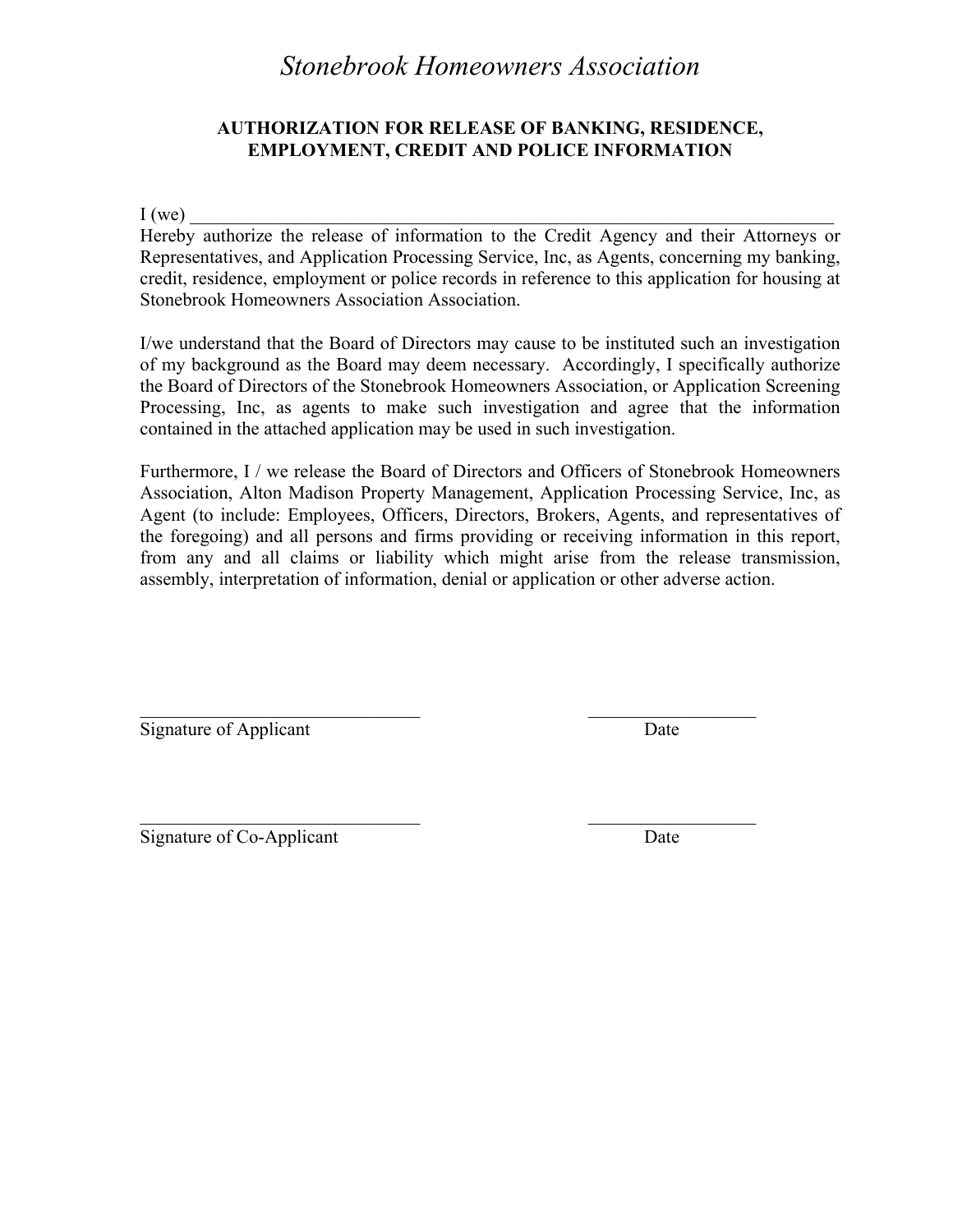# *Stonebrook Homeowners Association*

## AUTHORIZATION FOR RELEASE OF BANKING, RESIDENCE, EMPLOYMENT, CREDIT AND POLICE INFORMATION

I (we) ______________________________________________________________________
Hereby authorize the release of information to the Credit Agency and their Attorneys or Representatives, and Application Processing Service, Inc, as Agents, concerning my banking, credit, residence, employment or police records in reference to this application for housing at Stonebrook Homeowners Association Association.

I/we understand that the Board of Directors may cause to be instituted such an investigation of my background as the Board may deem necessary. Accordingly, I specifically authorize the Board of Directors of the Stonebrook Homeowners Association, or Application Screening Processing, Inc, as agents to make such investigation and agree that the information contained in the attached application may be used in such investigation.

Furthermore, I / we release the Board of Directors and Officers of Stonebrook Homeowners Association, Alton Madison Property Management, Application Processing Service, Inc, as Agent (to include: Employees, Officers, Directors, Brokers, Agents, and representatives of the foregoing) and all persons and firms providing or receiving information in this report, from any and all claims or liability which might arise from the release transmission, assembly, interpretation of information, denial or application or other adverse action.

______________________________ ____________________
Signature of Applicant Date

______________________________ ____________________
Signature of Co-Applicant Date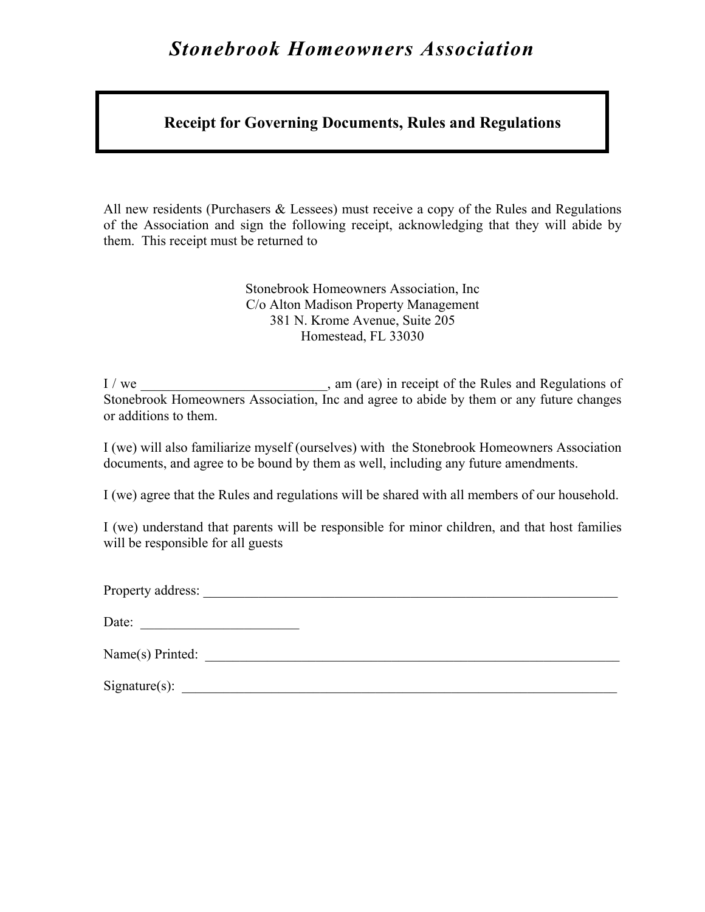# *Stonebrook Homeowners Association*

## Receipt for Governing Documents, Rules and Regulations

All new residents (Purchasers & Lessees) must receive a copy of the Rules and Regulations of the Association and sign the following receipt, acknowledging that they will abide by them. This receipt must be returned to

Stonebrook Homeowners Association, Inc
C/o Alton Madison Property Management
381 N. Krome Avenue, Suite 205
Homestead, FL 33030

I / we ___________________________, am (are) in receipt of the Rules and Regulations of Stonebrook Homeowners Association, Inc and agree to abide by them or any future changes or additions to them.

I (we) will also familiarize myself (ourselves) with the Stonebrook Homeowners Association documents, and agree to be bound by them as well, including any future amendments.

I (we) agree that the Rules and regulations will be shared with all members of our household.

I (we) understand that parents will be responsible for minor children, and that host families will be responsible for all guests

Property address: ________________________________________________________________

Date: _______________________

Name(s) Printed: ________________________________________________________________

Signature(s): ____________________________________________________________________